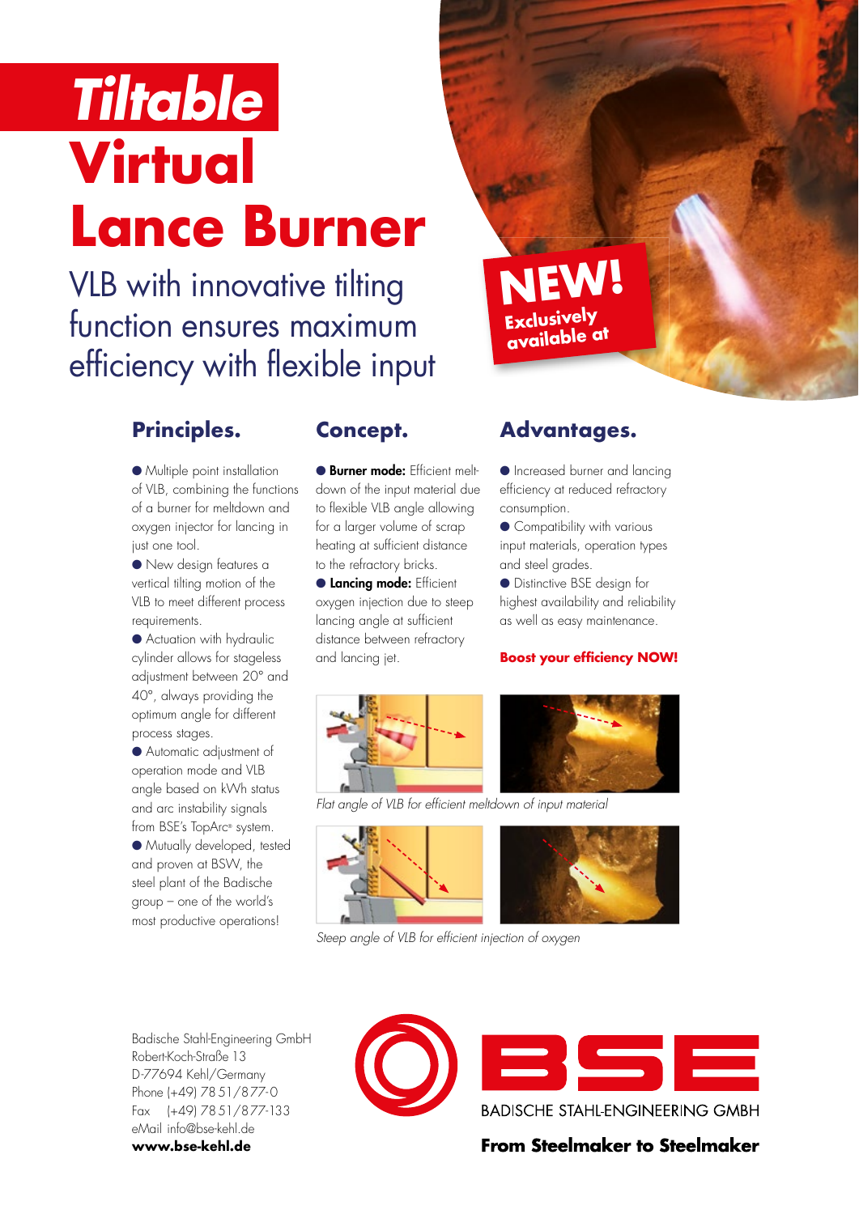# Tiltable Virtual Lance Burner

VLB with innovative tilting function ensures maximum efficiency with flexible input

**NEW!** Exclusively available at

## Principles.

- Multiple point installation of VLB, combining the functions of a burner for meltdown and oxygen injector for lancing in just one tool.
- New design features a vertical tilting motion of the VLB to meet different process requirements.
- Actuation with hydraulic cylinder allows for stageless adjustment between 20° and 40°, always providing the optimum angle for different process stages.
- Automatic adjustment of operation mode and VLB angle based on kWh status and arc instability signals from BSE's TopArc® system.
- Mutually developed, tested and proven at BSW, the steel plant of the Badische group – one of the world's most productive operations!

## Concept.

- **Burner mode:** Efficient meltdown of the input material due to flexible VLB angle allowing for a larger volume of scrap heating at sufficient distance to the refractory bricks.
- **Lancing mode:** Efficient oxygen injection due to steep lancing angle at sufficient distance between refractory and lancing jet.

## Advantages.

- Increased burner and lancing efficiency at reduced refractory consumption.
- Compatibility with various input materials, operation types and steel grades.
- Distinctive BSE design for highest availability and reliability as well as easy maintenance.

**Boost your efficiency NOW!**

*Flat angle of VLB for efficient meltdown of input material*

*Steep angle of VLB for efficient injection of oxygen*

Badische Stahl-Engineering GmbH
Robert-Koch-Straße 13
D-77694 Kehl/Germany
Phone (+49) 78 51/877-0
Fax (+49) 78 51/877-133
eMail info@bse-kehl.de
**www.bse-kehl.de**

BSE
BADISCHE STAHL-ENGINEERING GMBH
**From Steelmaker to Steelmaker**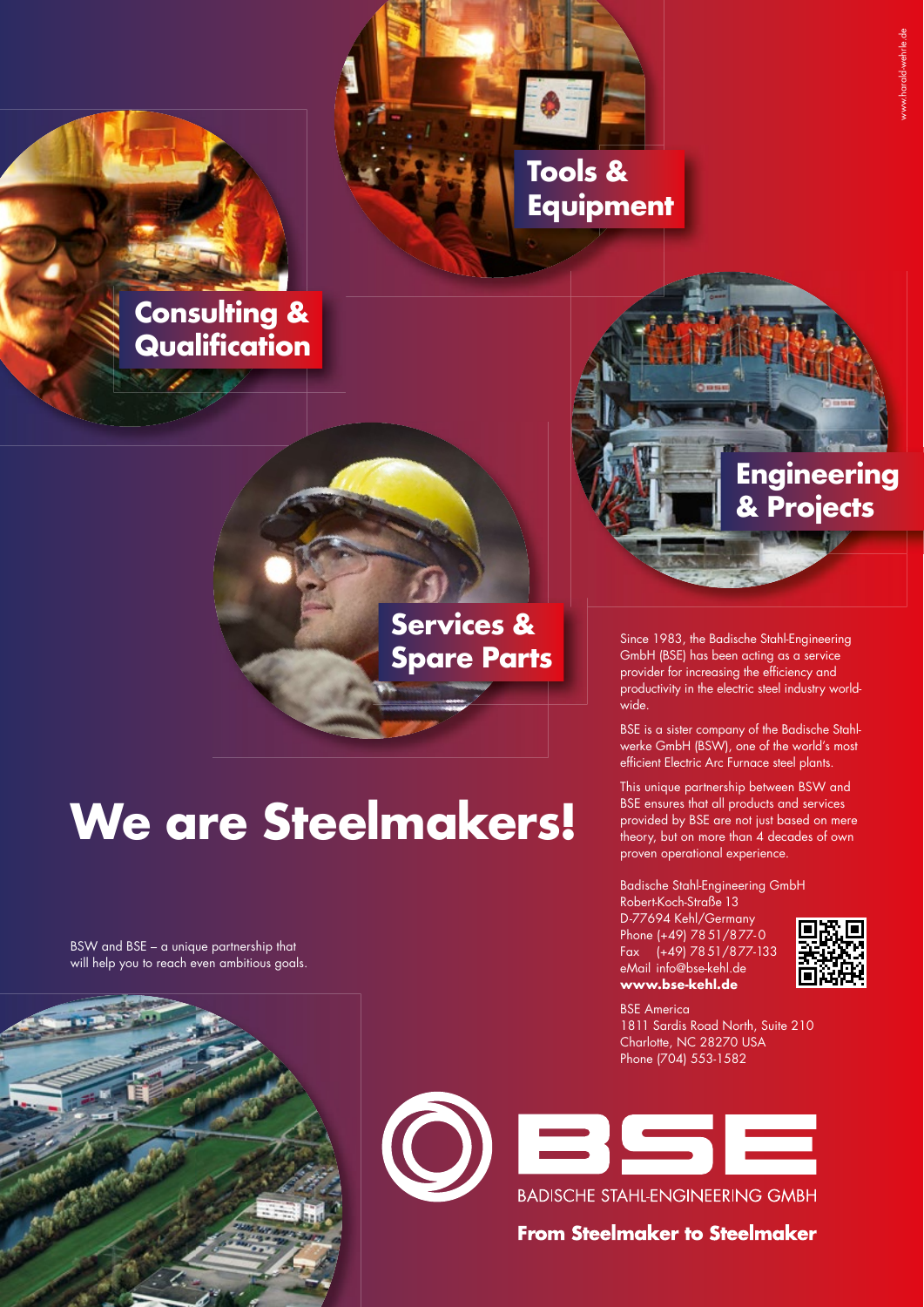Tools & Equipment

Consulting & Qualification

Engineering & Projects

Services & Spare Parts

# We are Steelmakers!

BSW and BSE – a unique partnership that will help you to reach even ambitious goals.

Since 1983, the Badische Stahl-Engineering GmbH (BSE) has been acting as a service provider for increasing the efficiency and productivity in the electric steel industry worldwide.

BSE is a sister company of the Badische Stahlwerke GmbH (BSW), one of the world's most efficient Electric Arc Furnace steel plants.

This unique partnership between BSW and BSE ensures that all products and services provided by BSE are not just based on mere theory, but on more than 4 decades of own proven operational experience.

Badische Stahl-Engineering GmbH
Robert-Koch-Straße 13
D-77694 Kehl/Germany
Phone (+49) 78 51/877-0
Fax (+49) 78 51/877-133
eMail info@bse-kehl.de
**www.bse-kehl.de**

BSE America
1811 Sardis Road North, Suite 210
Charlotte, NC 28270 USA
Phone (704) 553-1582

BSE
BADISCHE STAHL-ENGINEERING GMBH

**From Steelmaker to Steelmaker**

www.harald-wehrle.de